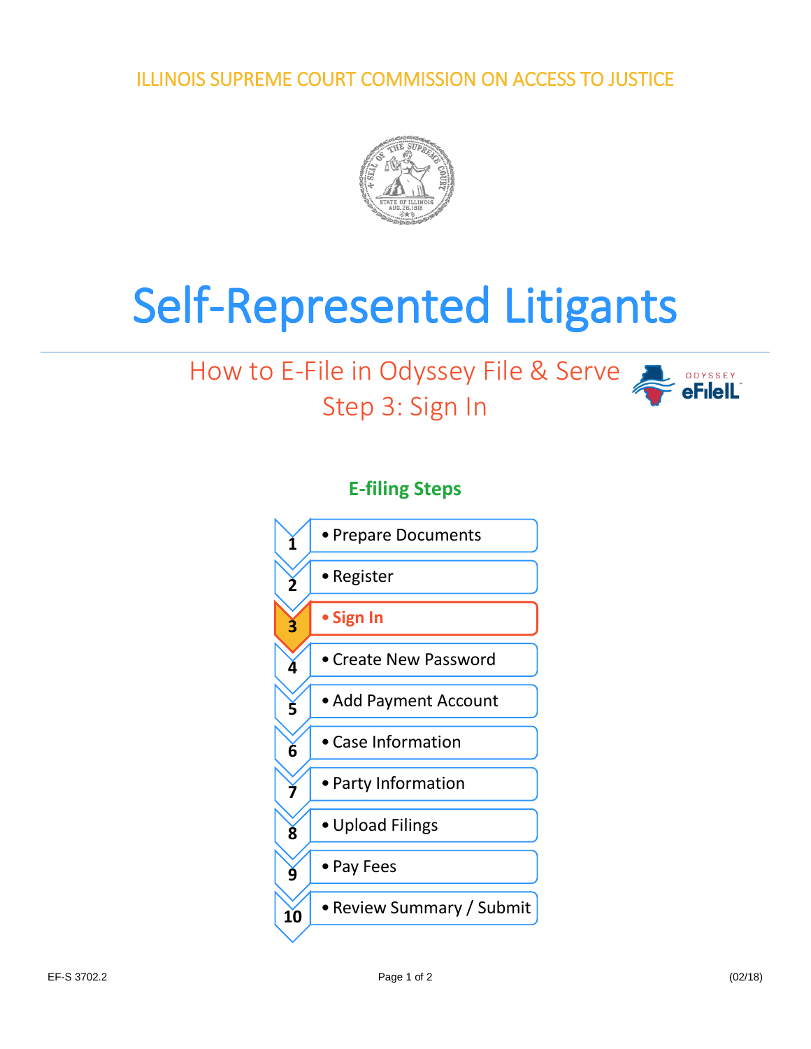ILLINOIS SUPREME COURT COMMISSION ON ACCESS TO JUSTICE

# Self-Represented Litigants

## How to E-File in Odyssey File & Serve
## Step 3: Sign In

### E-filing Steps

1. Prepare Documents
2. Register
3. **Sign In**
4. Create New Password
5. Add Payment Account
6. Case Information
7. Party Information
8. Upload Filings
9. Pay Fees
10. Review Summary / Submit

EF-S 3702.2 (02/18)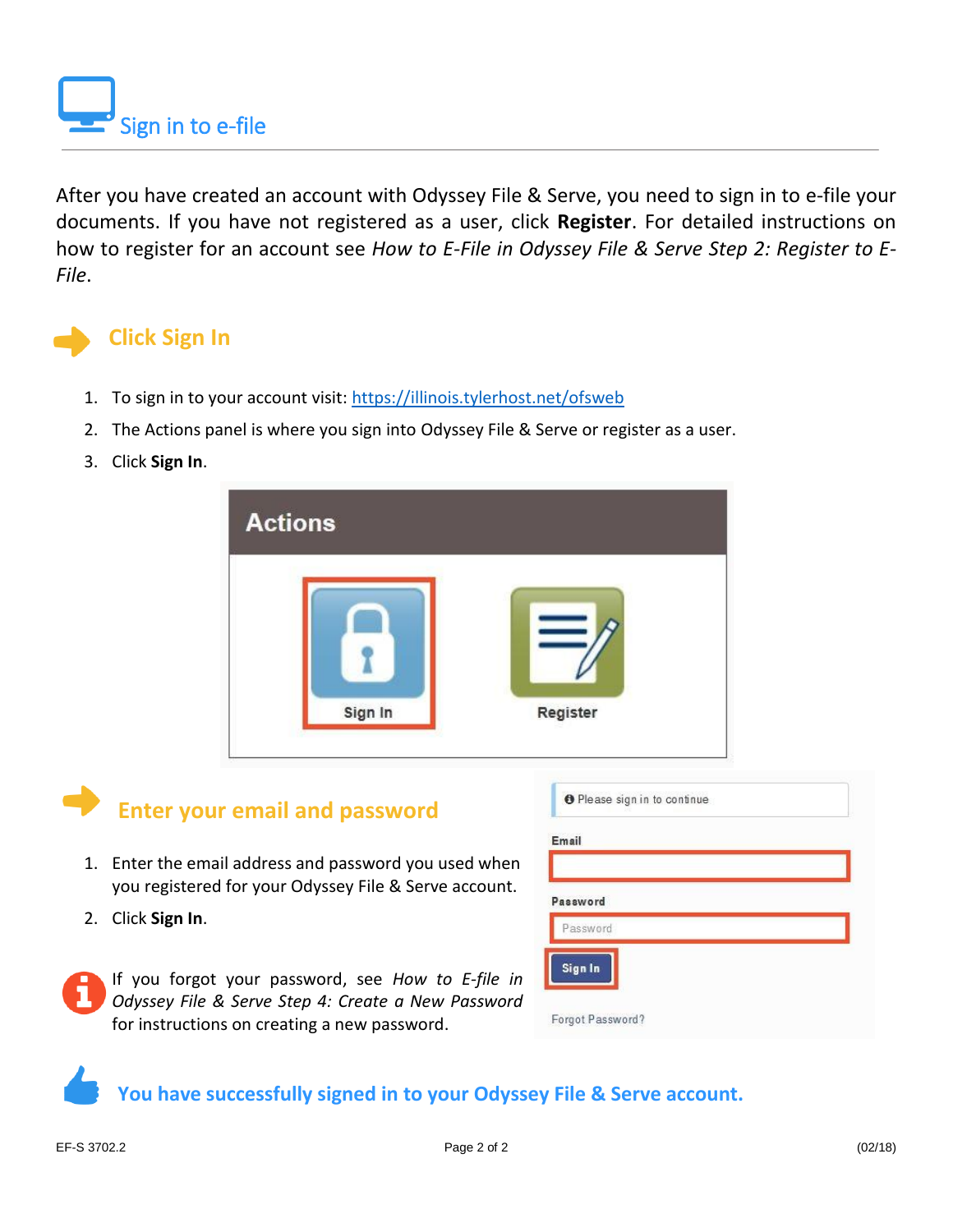# Sign in to e-file

After you have created an account with Odyssey File & Serve, you need to sign in to e-file your documents. If you have not registered as a user, click **Register**. For detailed instructions on how to register for an account see *How to E-File in Odyssey File & Serve Step 2: Register to E-File*.

## Click Sign In

1. To sign in to your account visit: https://illinois.tylerhost.net/ofsweb
2. The Actions panel is where you sign into Odyssey File & Serve or register as a user.
3. Click **Sign In**.

## Enter your email and password

1. Enter the email address and password you used when you registered for your Odyssey File & Serve account.
2. Click **Sign In**.

If you forgot your password, see *How to E-file in Odyssey File & Serve Step 4: Create a New Password* for instructions on creating a new password.

## You have successfully signed in to your Odyssey File & Serve account.

EF-S 3702.2 (02/18)